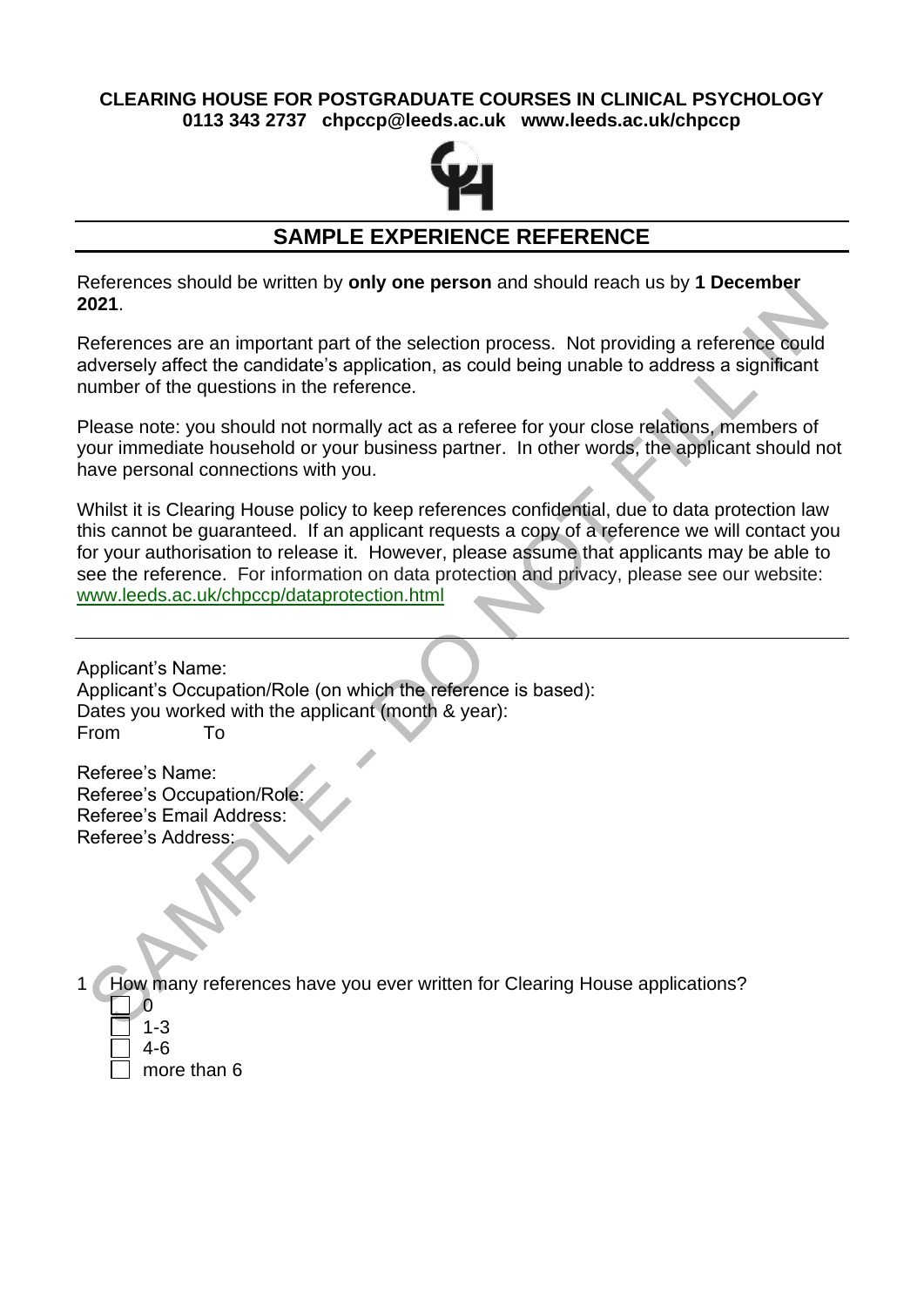**CLEARING HOUSE FOR POSTGRADUATE COURSES IN CLINICAL PSYCHOLOGY**
**0113 343 2737 chpccp@leeds.ac.uk www.leeds.ac.uk/chpccp**

# SAMPLE EXPERIENCE REFERENCE

References should be written by **only one person** and should reach us by **1 December 2021**.

References are an important part of the selection process. Not providing a reference could adversely affect the candidate's application, as could being unable to address a significant number of the questions in the reference.

Please note: you should not normally act as a referee for your close relations, members of your immediate household or your business partner. In other words, the applicant should not have personal connections with you.

Whilst it is Clearing House policy to keep references confidential, due to data protection law this cannot be guaranteed. If an applicant requests a copy of a reference we will contact you for your authorisation to release it. However, please assume that applicants may be able to see the reference. For information on data protection and privacy, please see our website: www.leeds.ac.uk/chpccp/dataprotection.html

---

Applicant's Name:
Applicant's Occupation/Role (on which the reference is based):
Dates you worked with the applicant (month & year):
From To

Referee's Name:
Referee's Occupation/Role:
Referee's Email Address:
Referee's Address:

1 How many references have you ever written for Clearing House applications?

- ☐ 0
- ☐ 1-3
- ☐ 4-6
- ☐ more than 6

SAMPLE - DO NOT FILL IN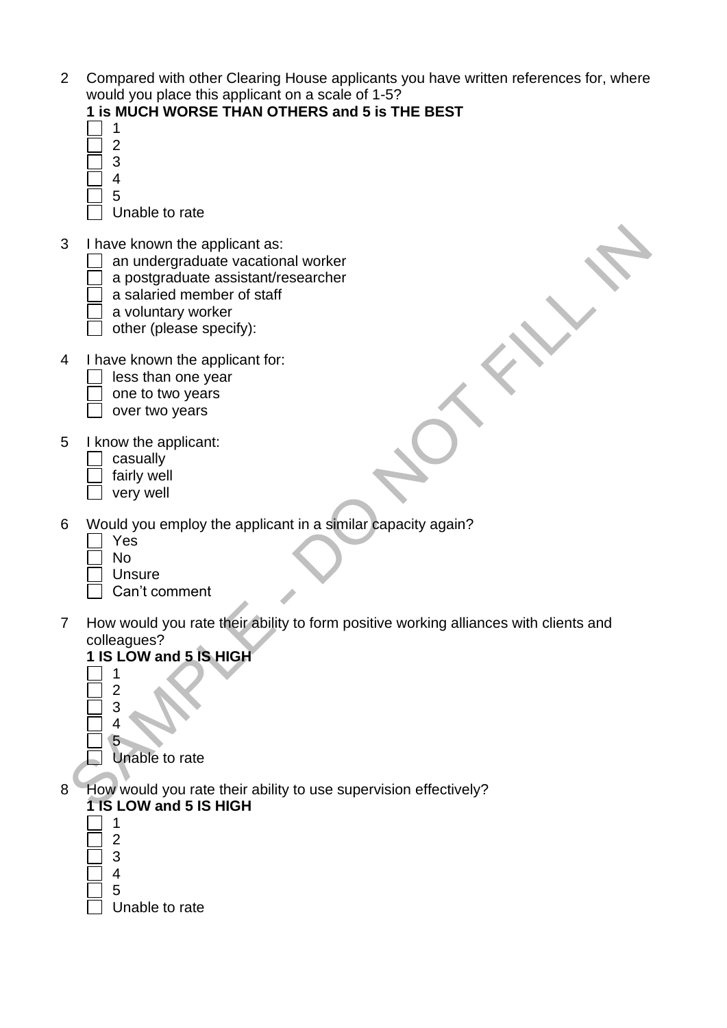2 Compared with other Clearing House applicants you have written references for, where would you place this applicant on a scale of 1-5?
**1 is MUCH WORSE THAN OTHERS and 5 is THE BEST**

- ☐ 1
- ☐ 2
- ☐ 3
- ☐ 4
- ☐ 5
- ☐ Unable to rate

3 I have known the applicant as:

- ☐ an undergraduate vacational worker
- ☐ a postgraduate assistant/researcher
- ☐ a salaried member of staff
- ☐ a voluntary worker
- ☐ other (please specify):

4 I have known the applicant for:

- ☐ less than one year
- ☐ one to two years
- ☐ over two years

5 I know the applicant:

- ☐ casually
- ☐ fairly well
- ☐ very well

6 Would you employ the applicant in a similar capacity again?

- ☐ Yes
- ☐ No
- ☐ Unsure
- ☐ Can't comment

7 How would you rate their ability to form positive working alliances with clients and colleagues?
**1 IS LOW and 5 IS HIGH**

- ☐ 1
- ☐ 2
- ☐ 3
- ☐ 4
- ☐ 5
- ☐ Unable to rate

8 How would you rate their ability to use supervision effectively?
**1 IS LOW and 5 IS HIGH**

- ☐ 1
- ☐ 2
- ☐ 3
- ☐ 4
- ☐ 5
- ☐ Unable to rate

SAMPLE - DO NOT FILL IN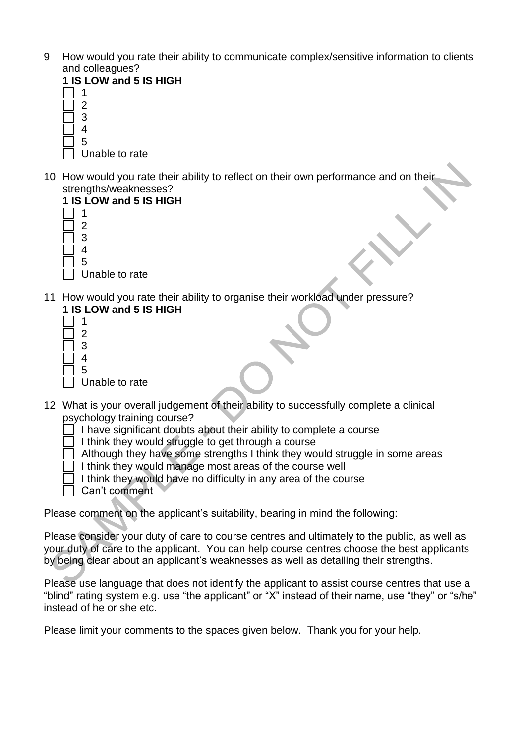9 How would you rate their ability to communicate complex/sensitive information to clients and colleagues?

**1 IS LOW and 5 IS HIGH**

- ☐ 1
- ☐ 2
- ☐ 3
- ☐ 4
- ☐ 5
- ☐ Unable to rate

10 How would you rate their ability to reflect on their own performance and on their strengths/weaknesses?

**1 IS LOW and 5 IS HIGH**

- ☐ 1
- ☐ 2
- ☐ 3
- ☐ 4
- ☐ 5
- ☐ Unable to rate

11 How would you rate their ability to organise their workload under pressure?

**1 IS LOW and 5 IS HIGH**

- ☐ 1
- ☐ 2
- ☐ 3
- ☐ 4
- ☐ 5
- ☐ Unable to rate

12 What is your overall judgement of their ability to successfully complete a clinical psychology training course?

- ☐ I have significant doubts about their ability to complete a course
- ☐ I think they would struggle to get through a course
- ☐ Although they have some strengths I think they would struggle in some areas
- ☐ I think they would manage most areas of the course well
- ☐ I think they would have no difficulty in any area of the course
- ☐ Can't comment

Please comment on the applicant's suitability, bearing in mind the following:

Please consider your duty of care to course centres and ultimately to the public, as well as your duty of care to the applicant. You can help course centres choose the best applicants by being clear about an applicant's weaknesses as well as detailing their strengths.

Please use language that does not identify the applicant to assist course centres that use a "blind" rating system e.g. use "the applicant" or "X" instead of their name, use "they" or "s/he" instead of he or she etc.

Please limit your comments to the spaces given below. Thank you for your help.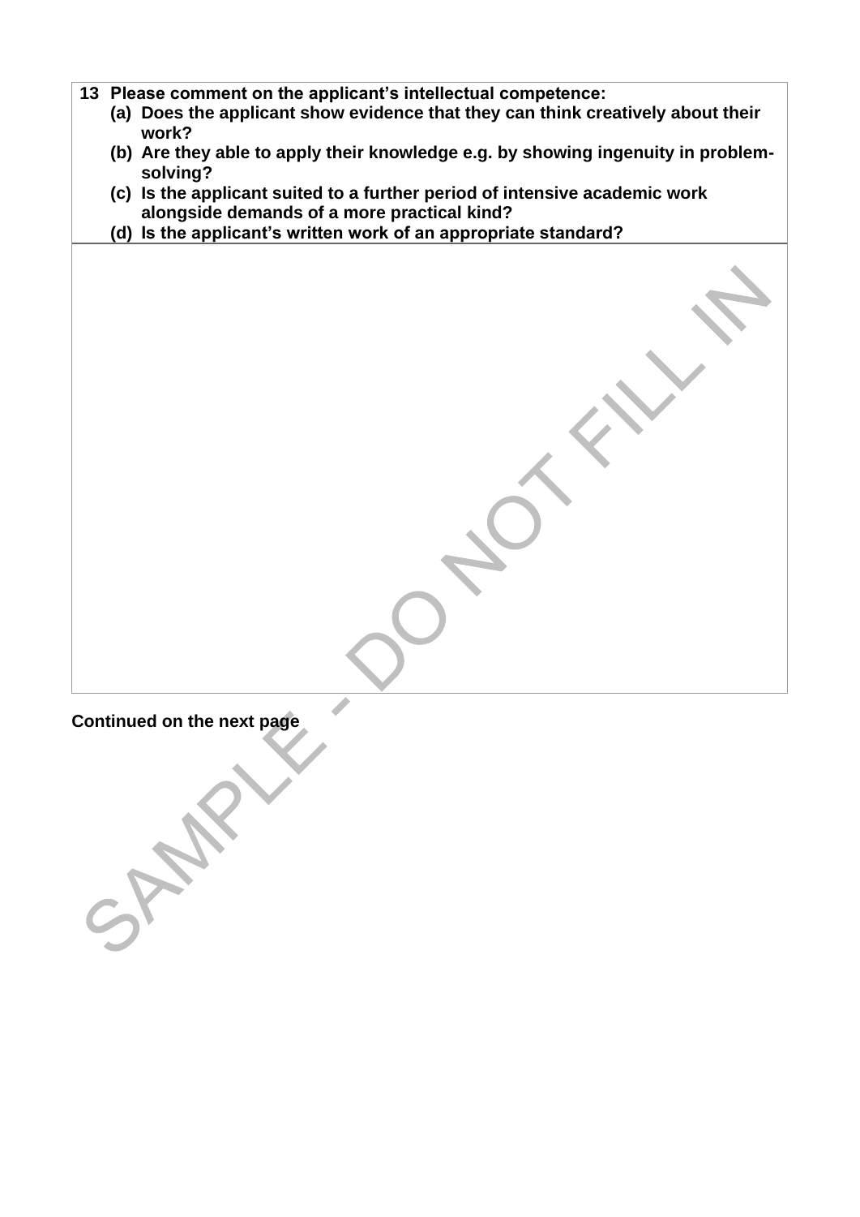| **13 Please comment on the applicant's intellectual competence:**<br>**(a) Does the applicant show evidence that they can think creatively about their work?**<br>**(b) Are they able to apply their knowledge e.g. by showing ingenuity in problem-solving?**<br>**(c) Is the applicant suited to a further period of intensive academic work alongside demands of a more practical kind?**<br>**(d) Is the applicant's written work of an appropriate standard?** |
| --- |
| |

**Continued on the next page**

SAMPLE - DO NOT FILL IN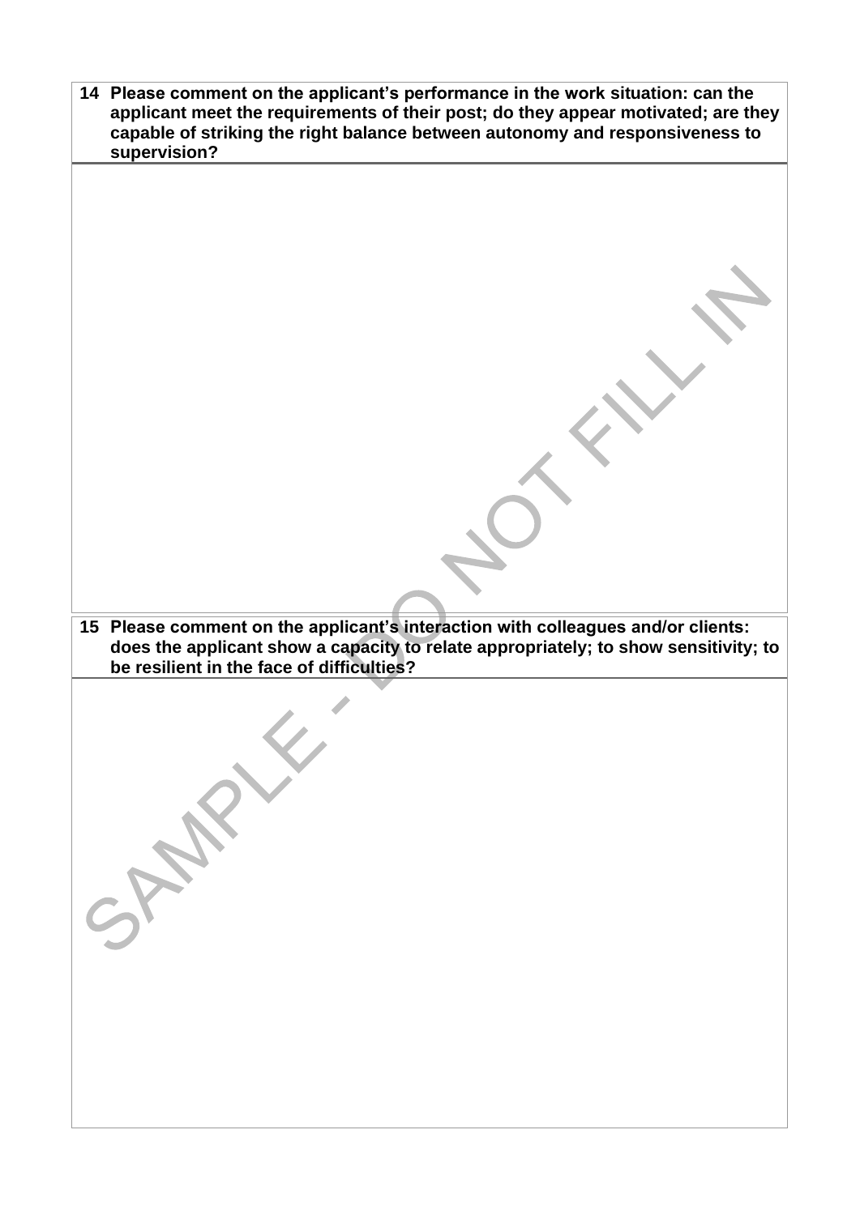**14 Please comment on the applicant's performance in the work situation: can the applicant meet the requirements of their post; do they appear motivated; are they capable of striking the right balance between autonomy and responsiveness to supervision?**

**15 Please comment on the applicant's interaction with colleagues and/or clients: does the applicant show a capacity to relate appropriately; to show sensitivity; to be resilient in the face of difficulties?**

SAMPLE - DO NOT FILL IN